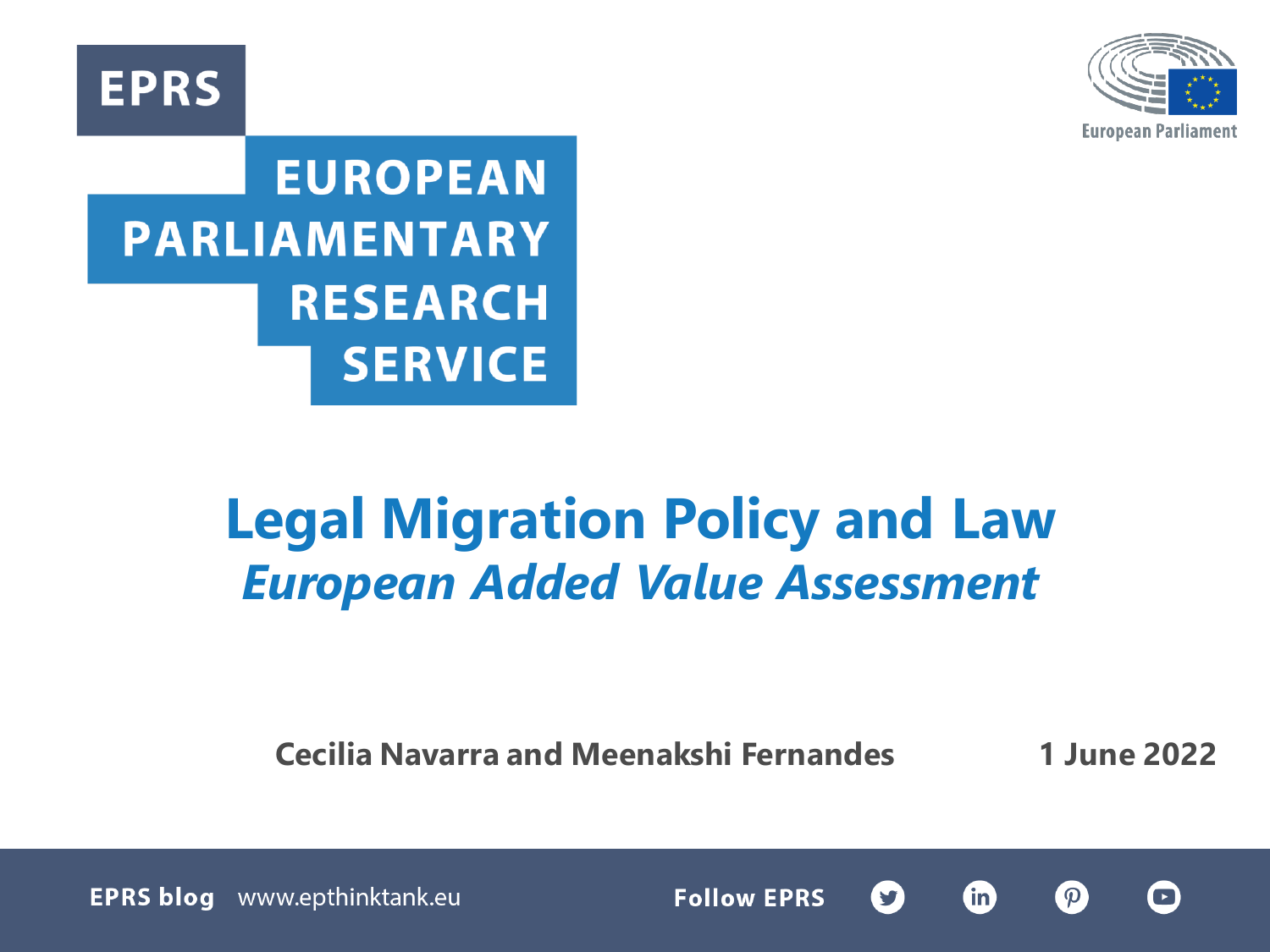EPRS

EUROPEAN PARLIAMENTARY RESEARCH SERVICE

European Parliament

# Legal Migration Policy and Law

## *European Added Value Assessment*

**Cecilia Navarra and Meenakshi Fernandes** **1 June 2022**

**EPRS blog** www.epthinktank.eu **Follow EPRS**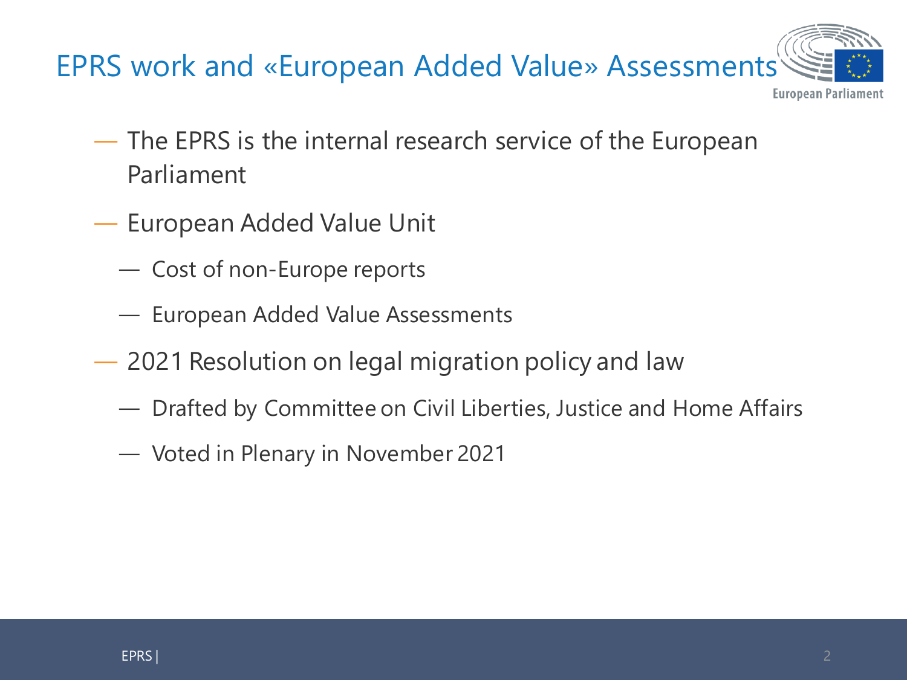# EPRS work and «European Added Value» Assessments

- The EPRS is the internal research service of the European Parliament
- European Added Value Unit
  - Cost of non-Europe reports
  - European Added Value Assessments
- 2021 Resolution on legal migration policy and law
  - Drafted by Committee on Civil Liberties, Justice and Home Affairs
  - Voted in Plenary in November 2021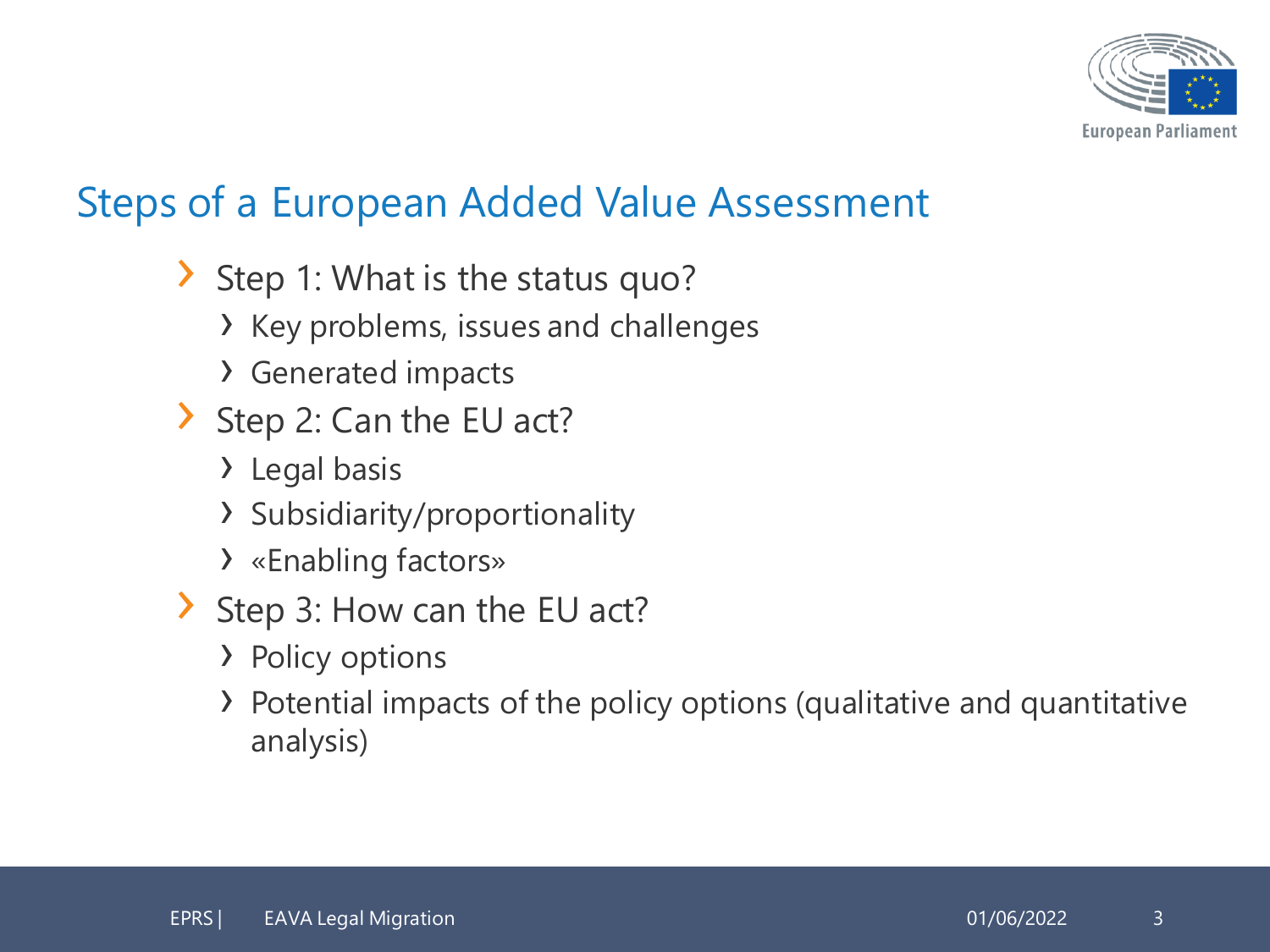# Steps of a European Added Value Assessment

- Step 1: What is the status quo?
  - Key problems, issues and challenges
  - Generated impacts
- Step 2: Can the EU act?
  - Legal basis
  - Subsidiarity/proportionality
  - «Enabling factors»
- Step 3: How can the EU act?
  - Policy options
  - Potential impacts of the policy options (qualitative and quantitative analysis)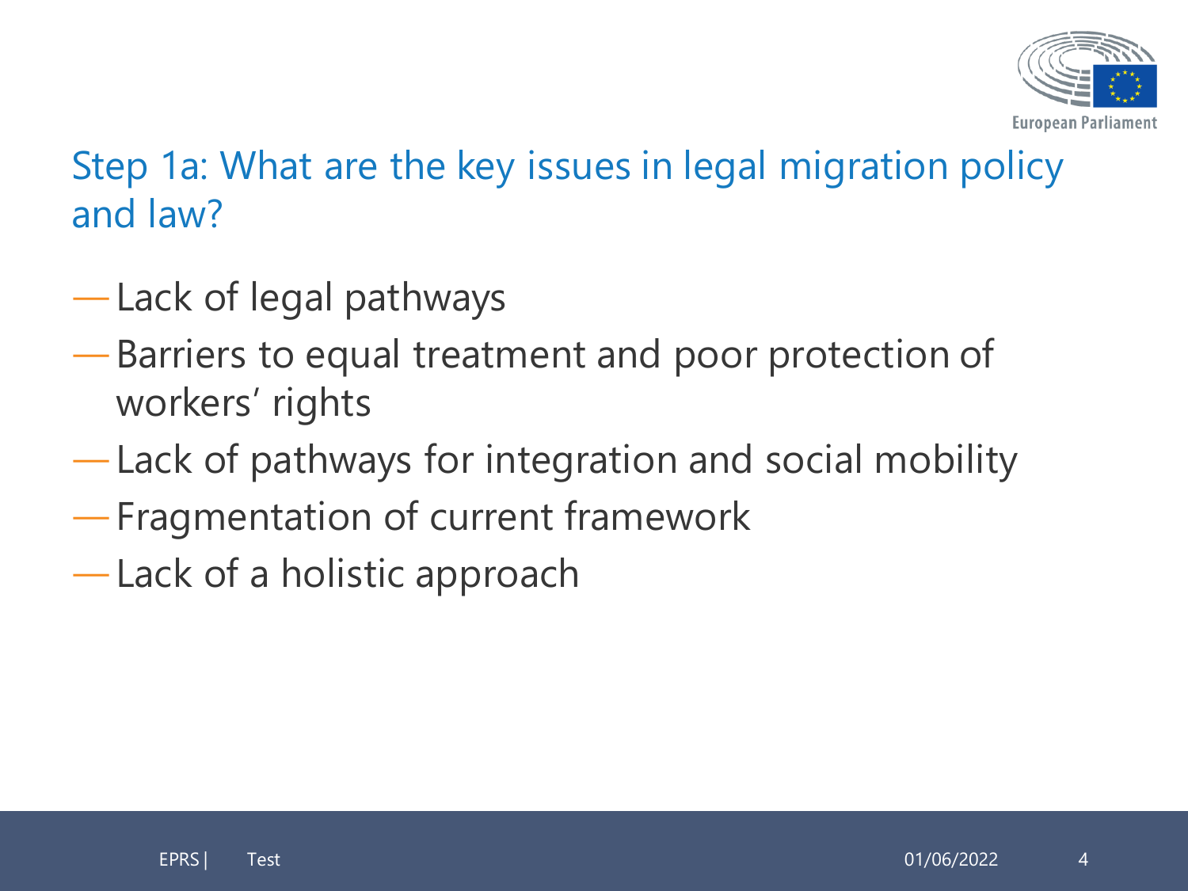## Step 1a: What are the key issues in legal migration policy and law?

- Lack of legal pathways
- Barriers to equal treatment and poor protection of workers' rights
- Lack of pathways for integration and social mobility
- Fragmentation of current framework
- Lack of a holistic approach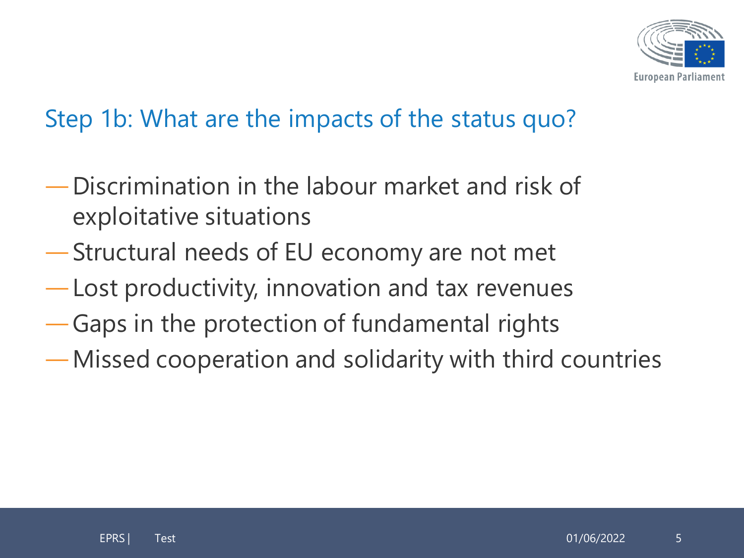## Step 1b: What are the impacts of the status quo?

- Discrimination in the labour market and risk of exploitative situations
- Structural needs of EU economy are not met
- Lost productivity, innovation and tax revenues
- Gaps in the protection of fundamental rights
- Missed cooperation and solidarity with third countries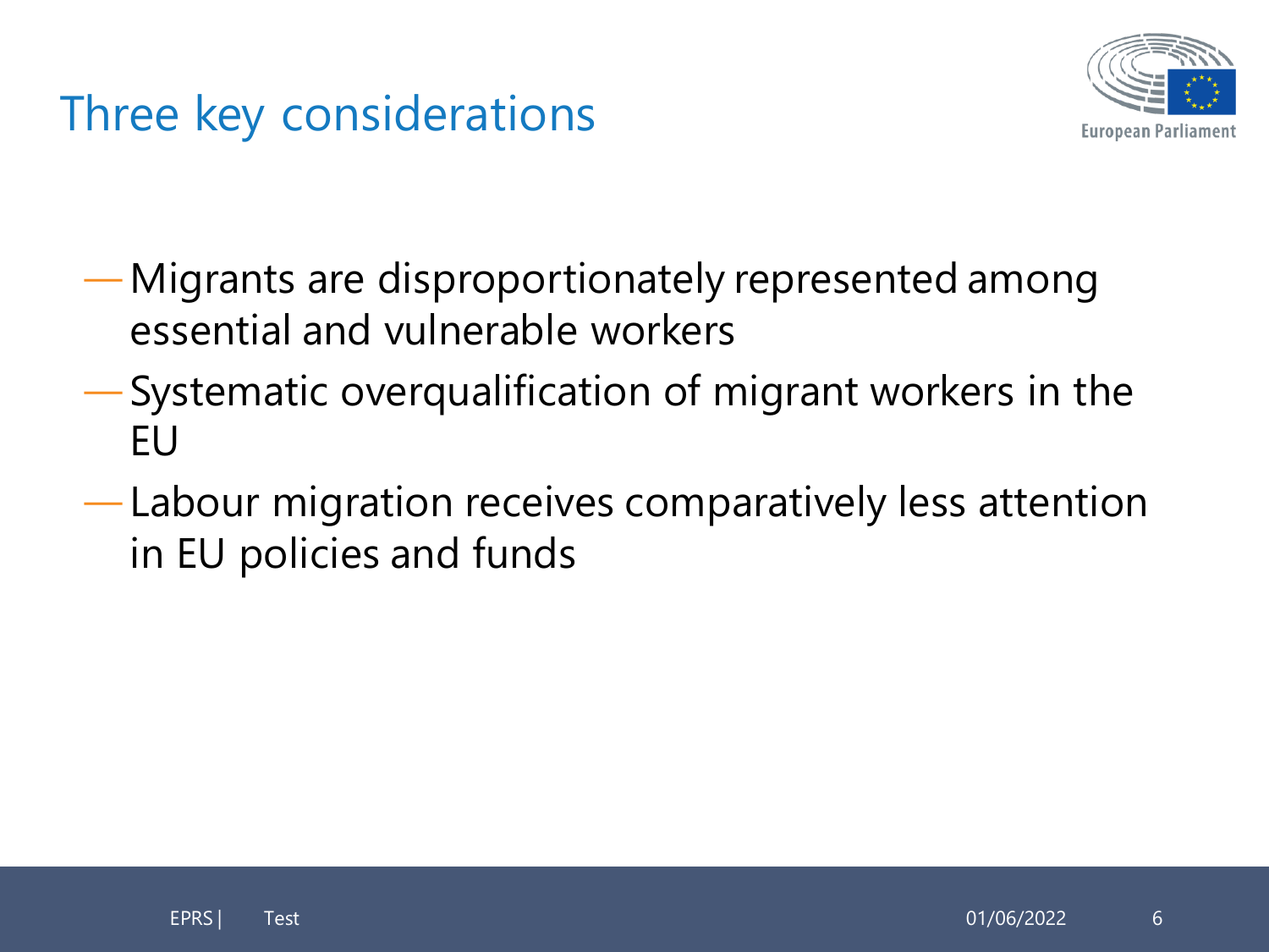# Three key considerations

- Migrants are disproportionately represented among essential and vulnerable workers
- Systematic overqualification of migrant workers in the EU
- Labour migration receives comparatively less attention in EU policies and funds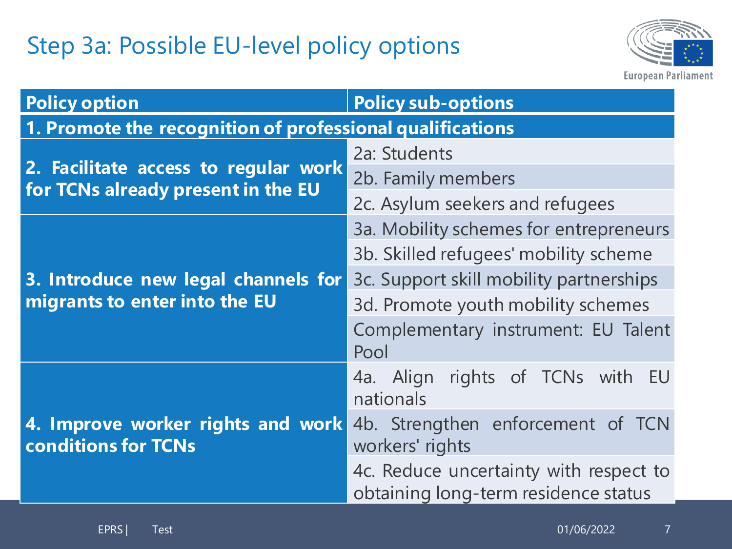# Step 3a: Possible EU-level policy options

| Policy option | Policy sub-options |
|---|---|
| **1. Promote the recognition of professional qualifications** | |
| **2. Facilitate access to regular work for TCNs already present in the EU** | 2a: Students |
| | 2b. Family members |
| | 2c. Asylum seekers and refugees |
| **3. Introduce new legal channels for migrants to enter into the EU** | 3a. Mobility schemes for entrepreneurs |
| | 3b. Skilled refugees' mobility scheme |
| | 3c. Support skill mobility partnerships |
| | 3d. Promote youth mobility schemes |
| | Complementary instrument: EU Talent Pool |
| **4. Improve worker rights and work conditions for TCNs** | 4a. Align rights of TCNs with EU nationals |
| | 4b. Strengthen enforcement of TCN workers' rights |
| | 4c. Reduce uncertainty with respect to obtaining long-term residence status |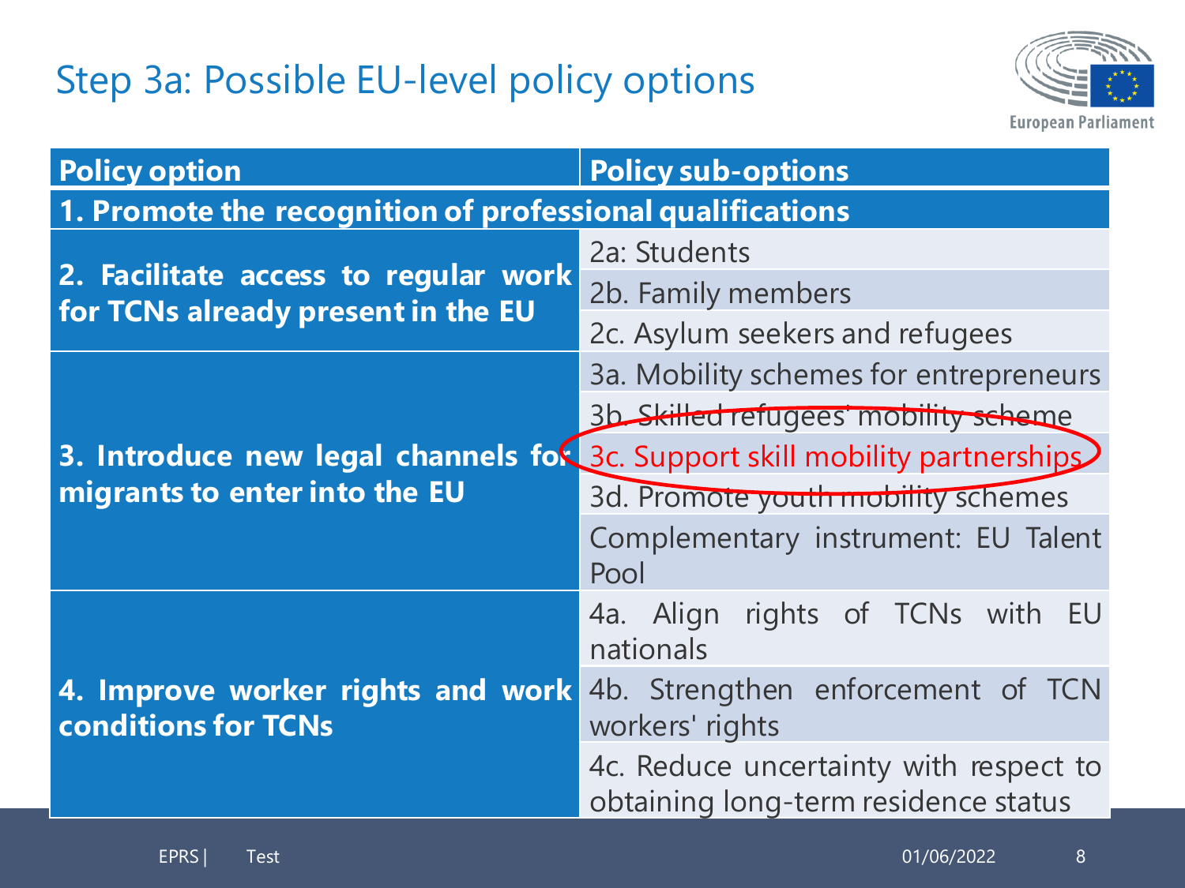## Step 3a: Possible EU-level policy options

| Policy option | Policy sub-options |
|---|---|
| **1. Promote the recognition of professional qualifications** | |
| **2. Facilitate access to regular work for TCNs already present in the EU** | 2a: Students |
| | 2b. Family members |
| | 2c. Asylum seekers and refugees |
| **3. Introduce new legal channels for migrants to enter into the EU** | 3a. Mobility schemes for entrepreneurs |
| | 3b. Skilled refugees' mobility scheme |
| | 3c. Support skill mobility partnerships |
| | 3d. Promote youth mobility schemes |
| | Complementary instrument: EU Talent Pool |
| **4. Improve worker rights and work conditions for TCNs** | 4a. Align rights of TCNs with EU nationals |
| | 4b. Strengthen enforcement of TCN workers' rights |
| | 4c. Reduce uncertainty with respect to obtaining long-term residence status |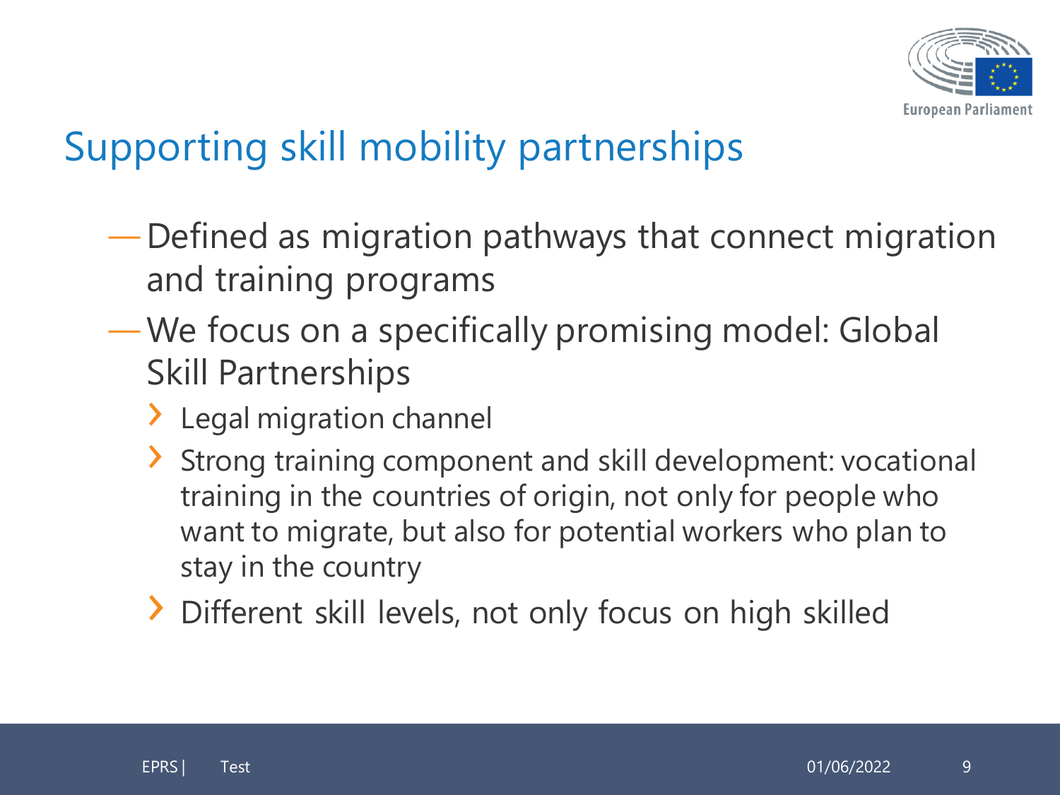## Supporting skill mobility partnerships

- Defined as migration pathways that connect migration and training programs
- We focus on a specifically promising model: Global Skill Partnerships
  - Legal migration channel
  - Strong training component and skill development: vocational training in the countries of origin, not only for people who want to migrate, but also for potential workers who plan to stay in the country
  - Different skill levels, not only focus on high skilled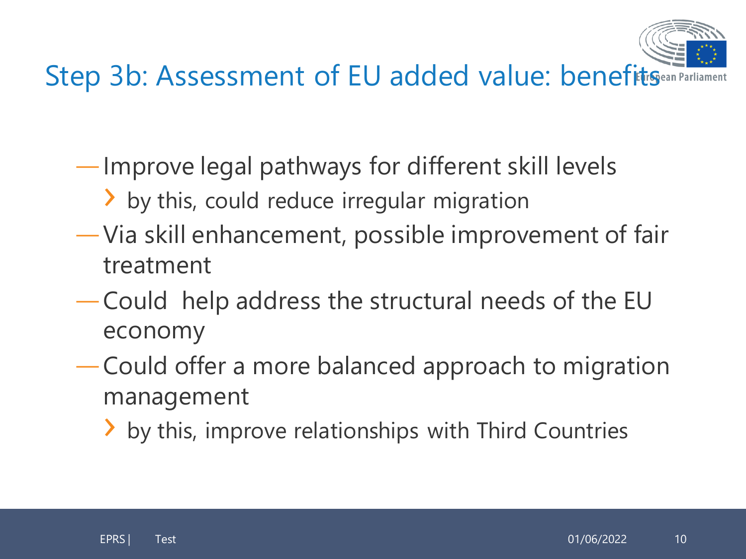# Step 3b: Assessment of EU added value: benefits

- Improve legal pathways for different skill levels
  - by this, could reduce irregular migration
- Via skill enhancement, possible improvement of fair treatment
- Could help address the structural needs of the EU economy
- Could offer a more balanced approach to migration management
  - by this, improve relationships with Third Countries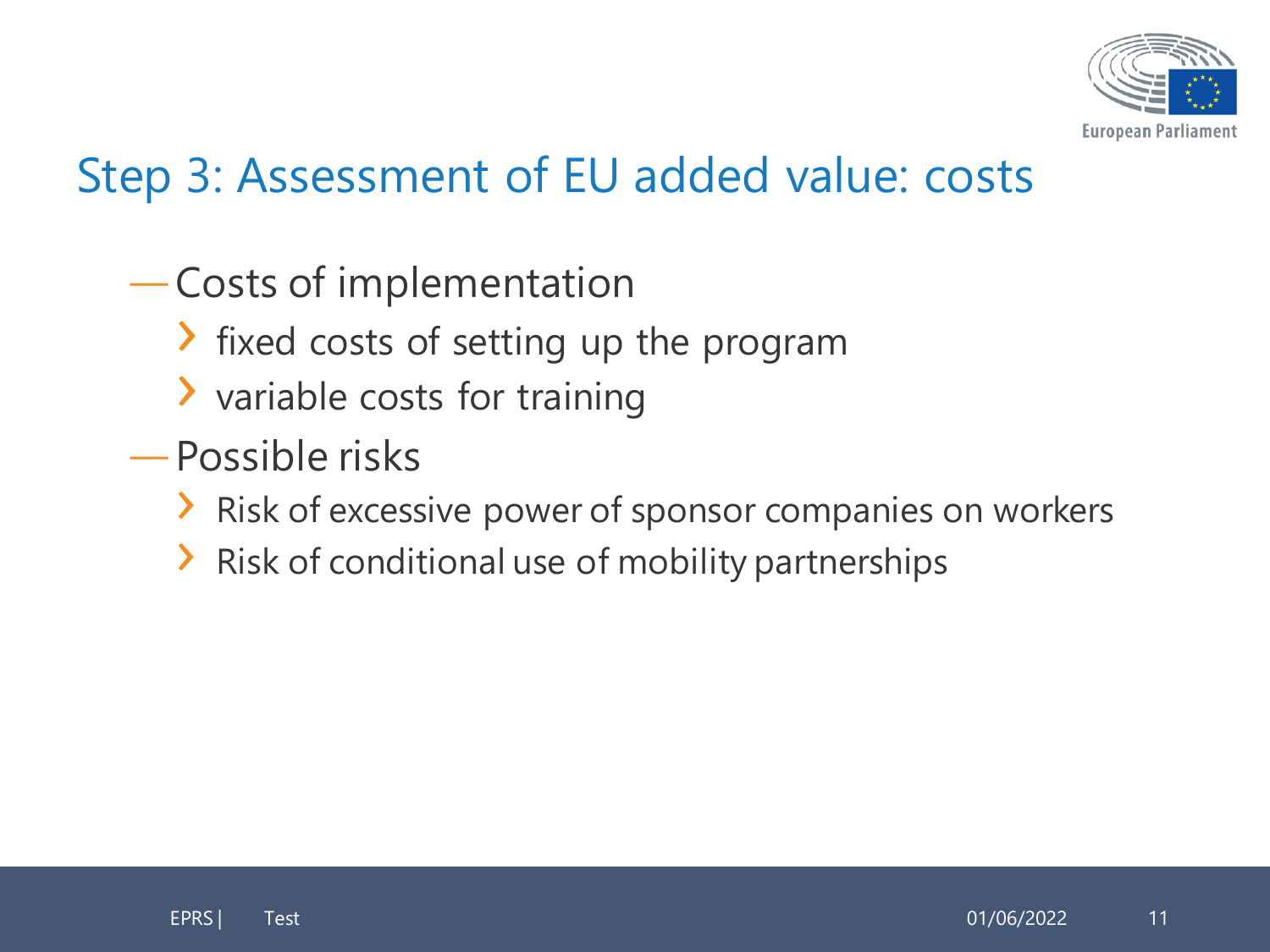# Step 3: Assessment of EU added value: costs

- Costs of implementation
  - fixed costs of setting up the program
  - variable costs for training
- Possible risks
  - Risk of excessive power of sponsor companies on workers
  - Risk of conditional use of mobility partnerships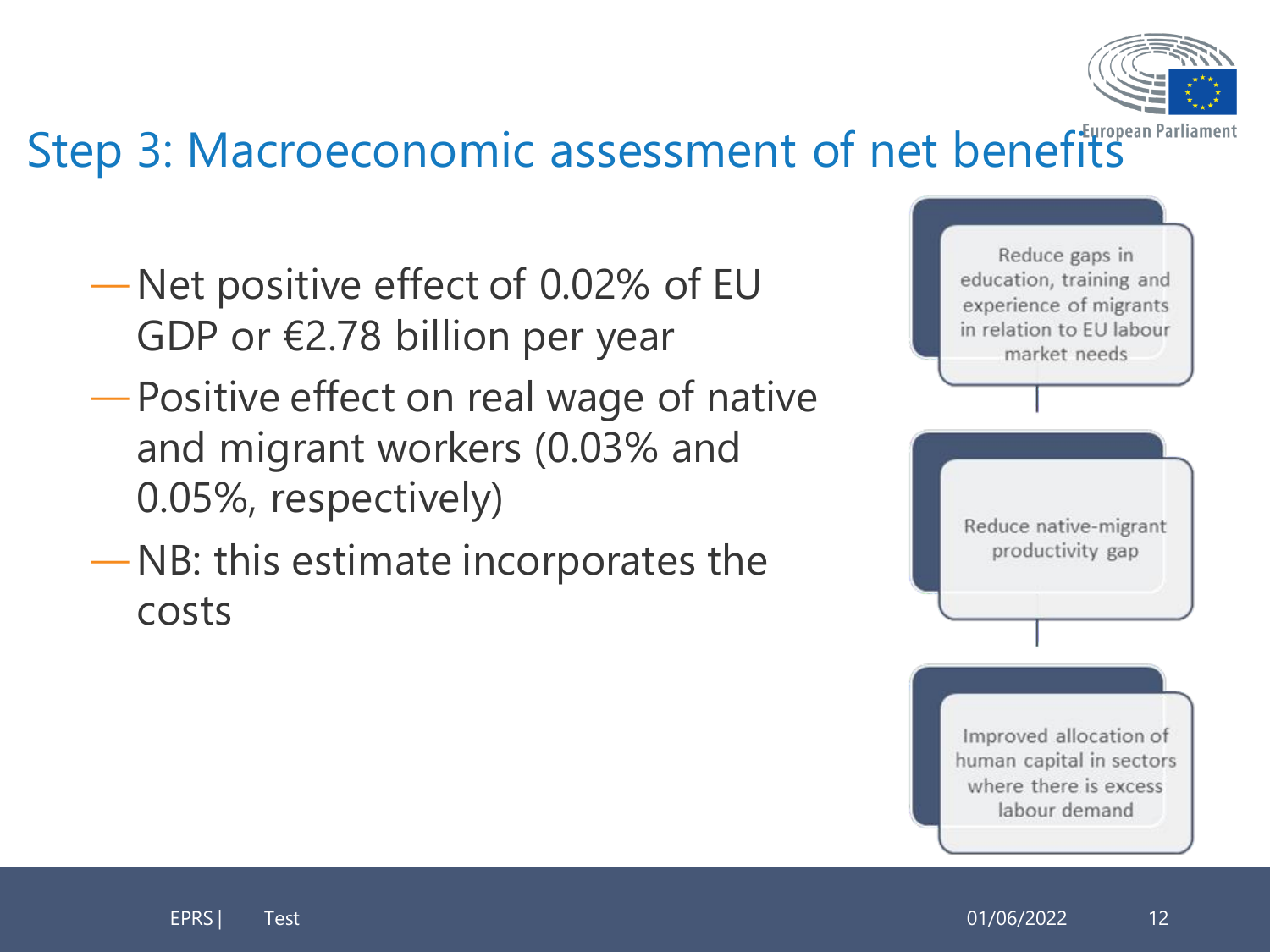# Step 3: Macroeconomic assessment of net benefits

- Net positive effect of 0.02% of EU GDP or €2.78 billion per year
- Positive effect on real wage of native and migrant workers (0.03% and 0.05%, respectively)
- NB: this estimate incorporates the costs

Reduce gaps in education, training and experience of migrants in relation to EU labour market needs

Reduce native-migrant productivity gap

Improved allocation of human capital in sectors where there is excess labour demand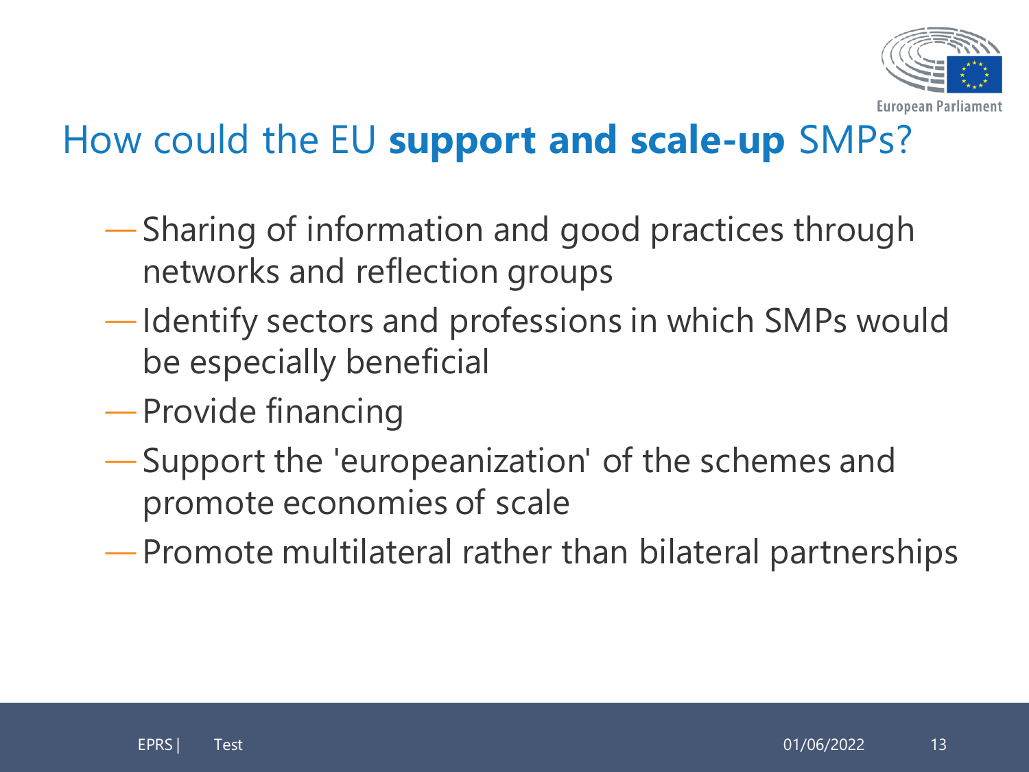# How could the EU **support and scale-up** SMPs?

- Sharing of information and good practices through networks and reflection groups
- Identify sectors and professions in which SMPs would be especially beneficial
- Provide financing
- Support the 'europeanization' of the schemes and promote economies of scale
- Promote multilateral rather than bilateral partnerships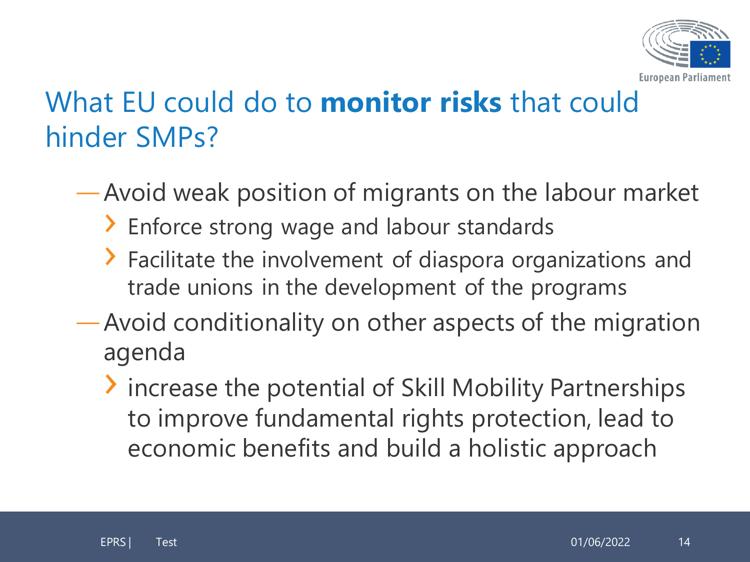# What EU could do to **monitor risks** that could hinder SMPs?

- Avoid weak position of migrants on the labour market
  - Enforce strong wage and labour standards
  - Facilitate the involvement of diaspora organizations and trade unions in the development of the programs
- Avoid conditionality on other aspects of the migration agenda
  - increase the potential of Skill Mobility Partnerships to improve fundamental rights protection, lead to economic benefits and build a holistic approach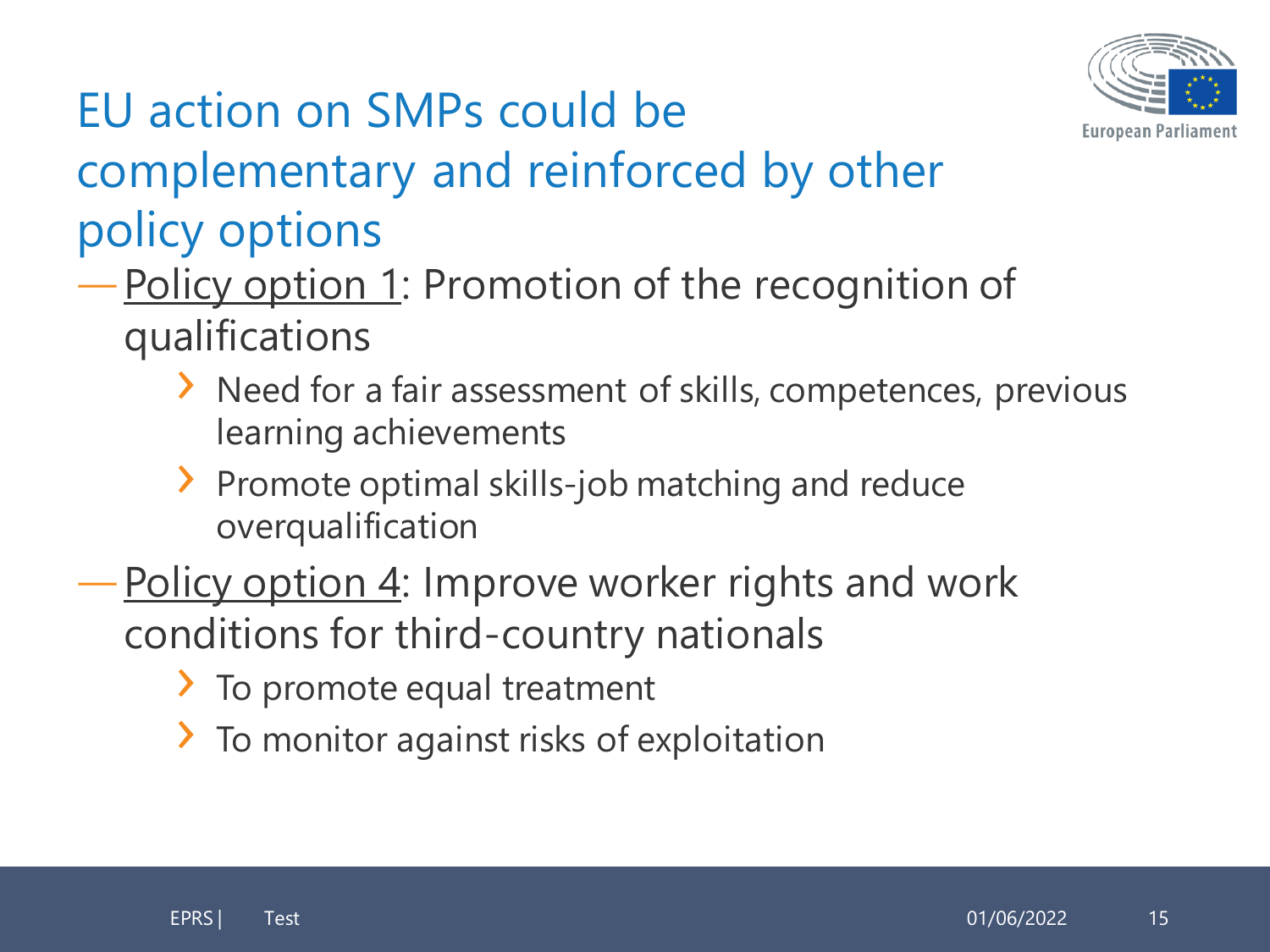# EU action on SMPs could be complementary and reinforced by other policy options

- Policy option 1: Promotion of the recognition of qualifications
  - Need for a fair assessment of skills, competences, previous learning achievements
  - Promote optimal skills-job matching and reduce overqualification
- Policy option 4: Improve worker rights and work conditions for third-country nationals
  - To promote equal treatment
  - To monitor against risks of exploitation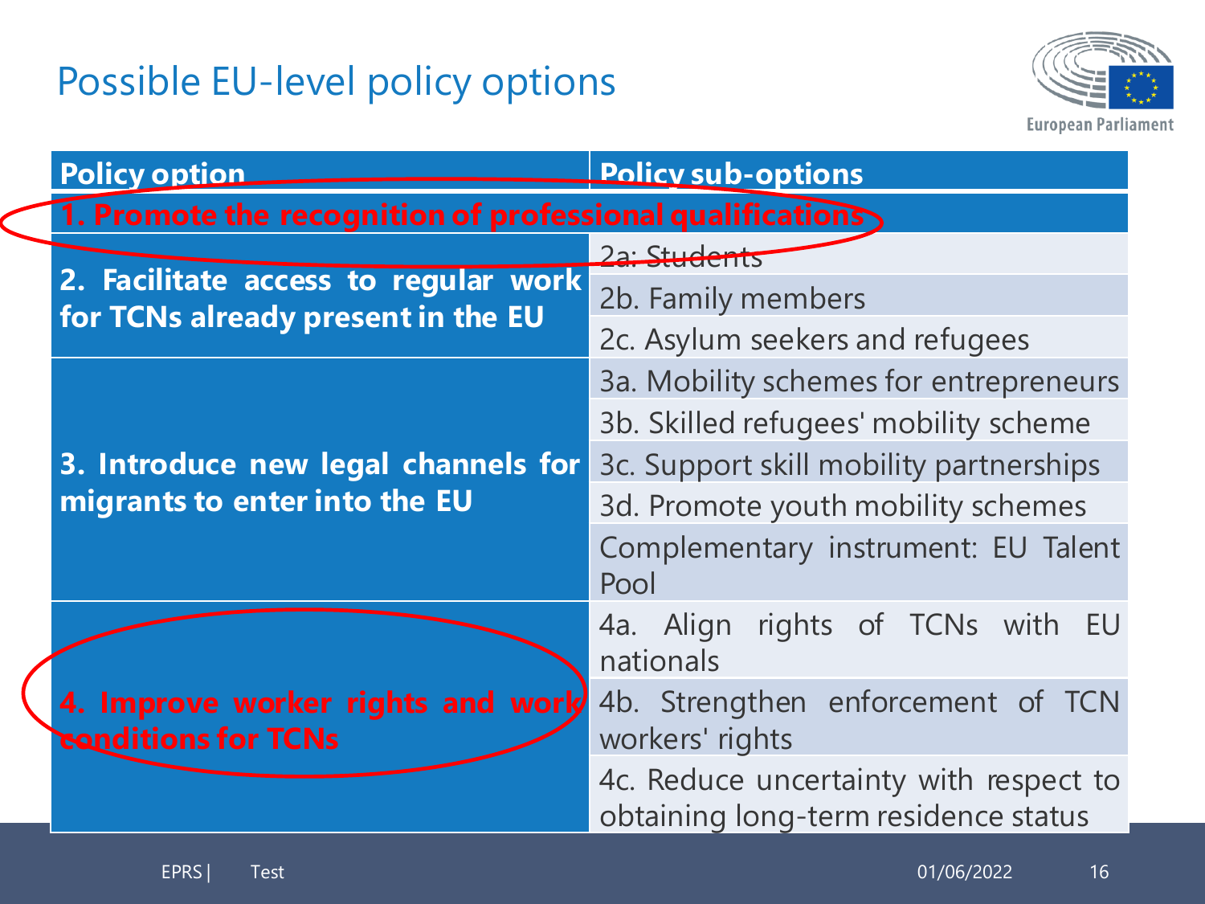# Possible EU-level policy options

| Policy option | Policy sub-options |
| --- | --- |
| **1. Promote the recognition of professional qualifications** | |
| **2. Facilitate access to regular work for TCNs already present in the EU** | ~~2a: Students~~ |
| | 2b. Family members |
| | 2c. Asylum seekers and refugees |
| **3. Introduce new legal channels for migrants to enter into the EU** | 3a. Mobility schemes for entrepreneurs |
| | 3b. Skilled refugees' mobility scheme |
| | 3c. Support skill mobility partnerships |
| | 3d. Promote youth mobility schemes |
| | Complementary instrument: EU Talent Pool |
| **4. Improve worker rights and work conditions for TCNs** | 4a. Align rights of TCNs with EU nationals |
| | 4b. Strengthen enforcement of TCN workers' rights |
| | 4c. Reduce uncertainty with respect to obtaining long-term residence status |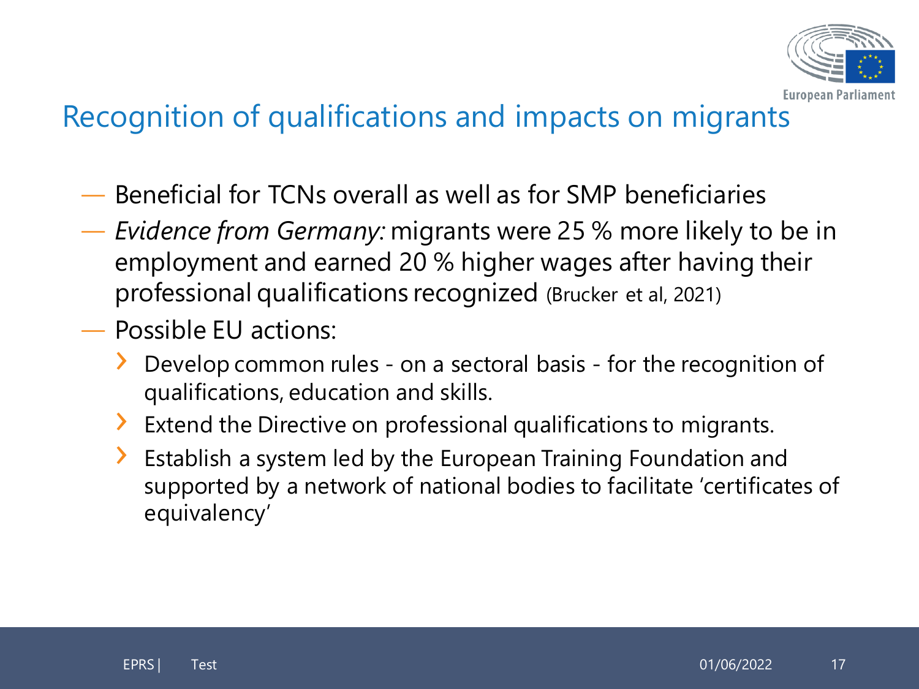# Recognition of qualifications and impacts on migrants

- Beneficial for TCNs overall as well as for SMP beneficiaries
- *Evidence from Germany:* migrants were 25 % more likely to be in employment and earned 20 % higher wages after having their professional qualifications recognized (Brucker et al, 2021)
- Possible EU actions:
  - Develop common rules - on a sectoral basis - for the recognition of qualifications, education and skills.
  - Extend the Directive on professional qualifications to migrants.
  - Establish a system led by the European Training Foundation and supported by a network of national bodies to facilitate 'certificates of equivalency'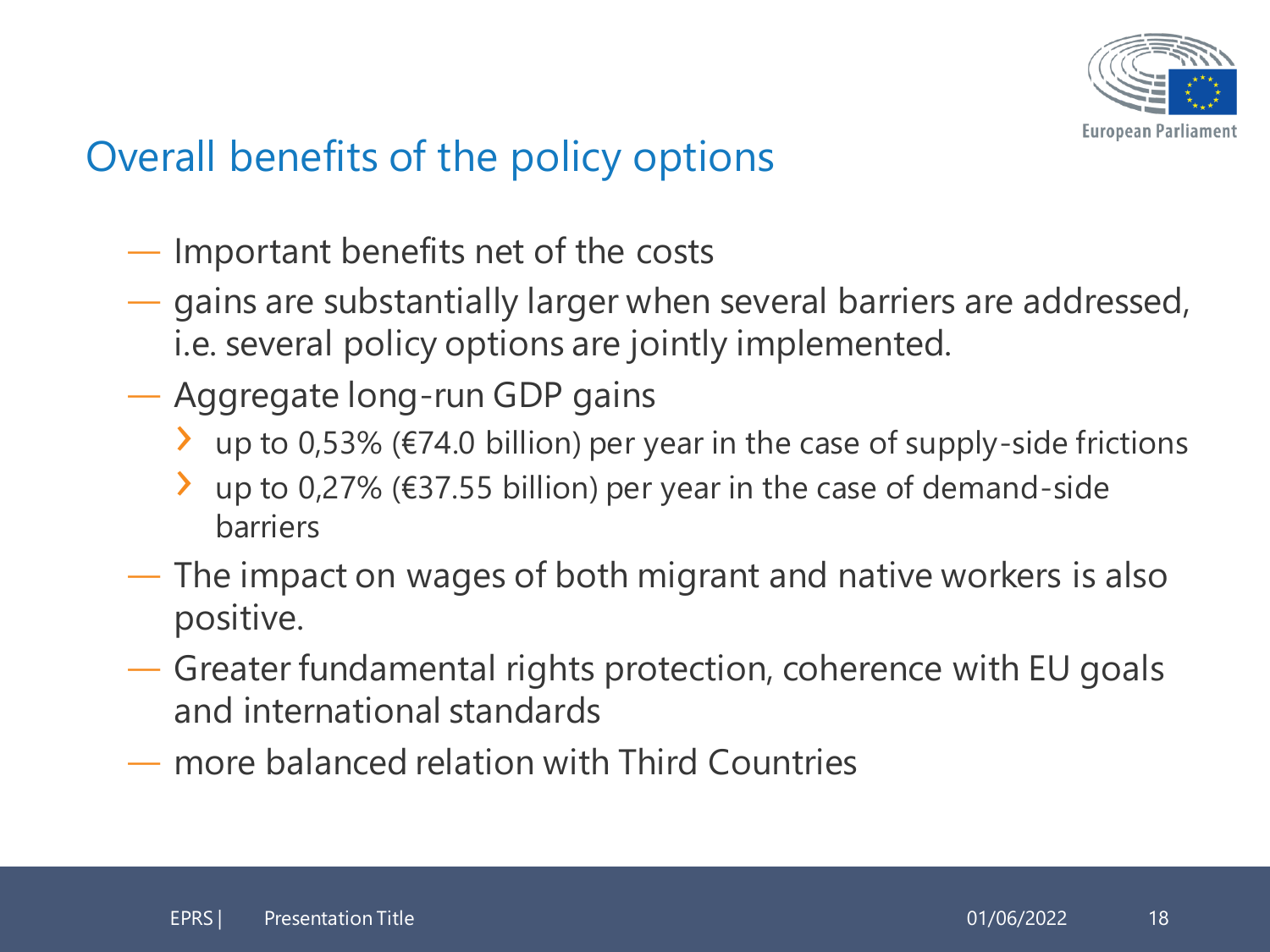## Overall benefits of the policy options

- Important benefits net of the costs
- gains are substantially larger when several barriers are addressed, i.e. several policy options are jointly implemented.
- Aggregate long-run GDP gains
  - up to 0,53% (€74.0 billion) per year in the case of supply-side frictions
  - up to 0,27% (€37.55 billion) per year in the case of demand-side barriers
- The impact on wages of both migrant and native workers is also positive.
- Greater fundamental rights protection, coherence with EU goals and international standards
- more balanced relation with Third Countries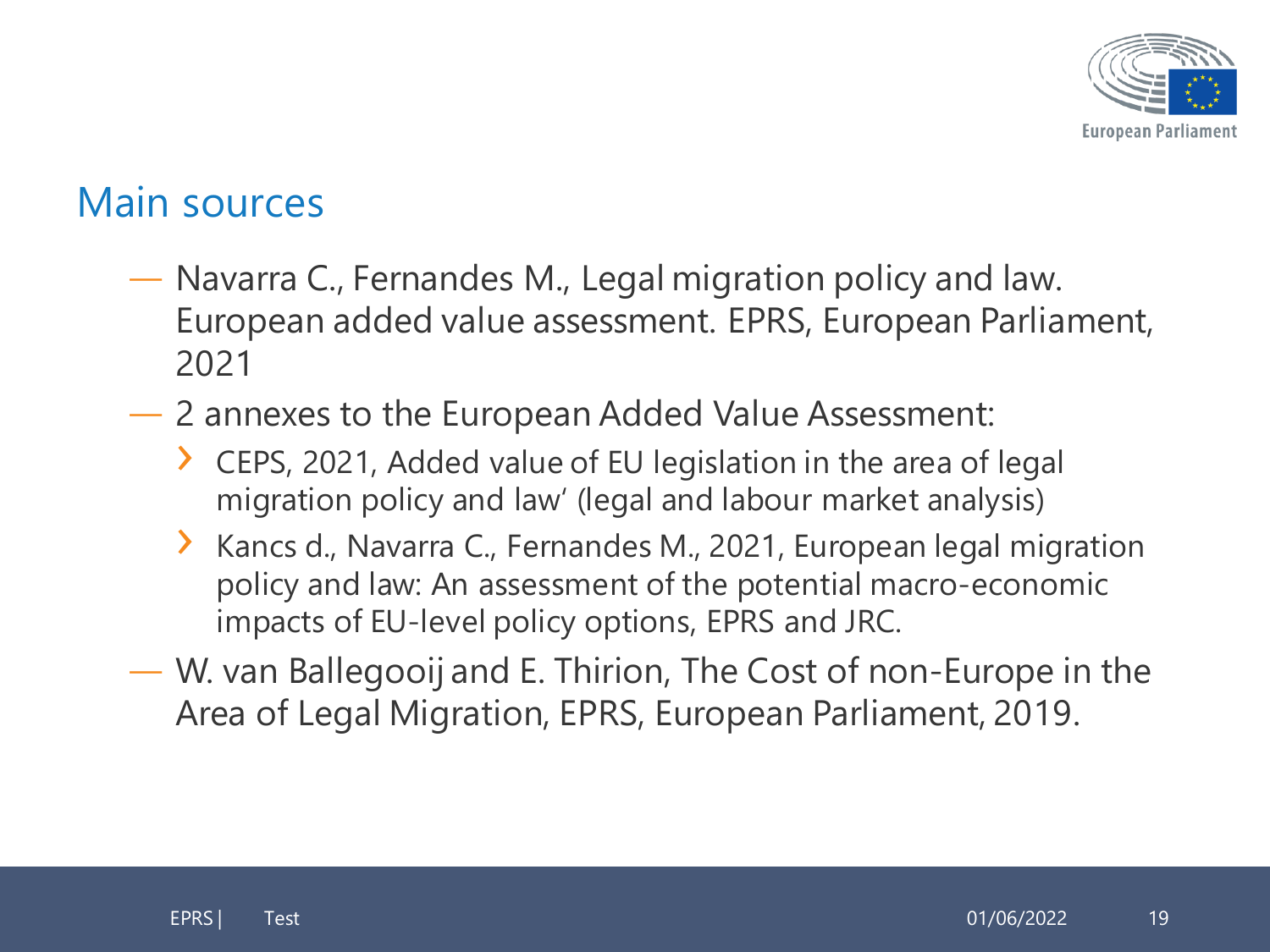## Main sources

- Navarra C., Fernandes M., Legal migration policy and law. European added value assessment. EPRS, European Parliament, 2021
- 2 annexes to the European Added Value Assessment:
  - CEPS, 2021, Added value of EU legislation in the area of legal migration policy and law' (legal and labour market analysis)
  - Kancs d., Navarra C., Fernandes M., 2021, European legal migration policy and law: An assessment of the potential macro-economic impacts of EU-level policy options, EPRS and JRC.
- W. van Ballegooij and E. Thirion, The Cost of non-Europe in the Area of Legal Migration, EPRS, European Parliament, 2019.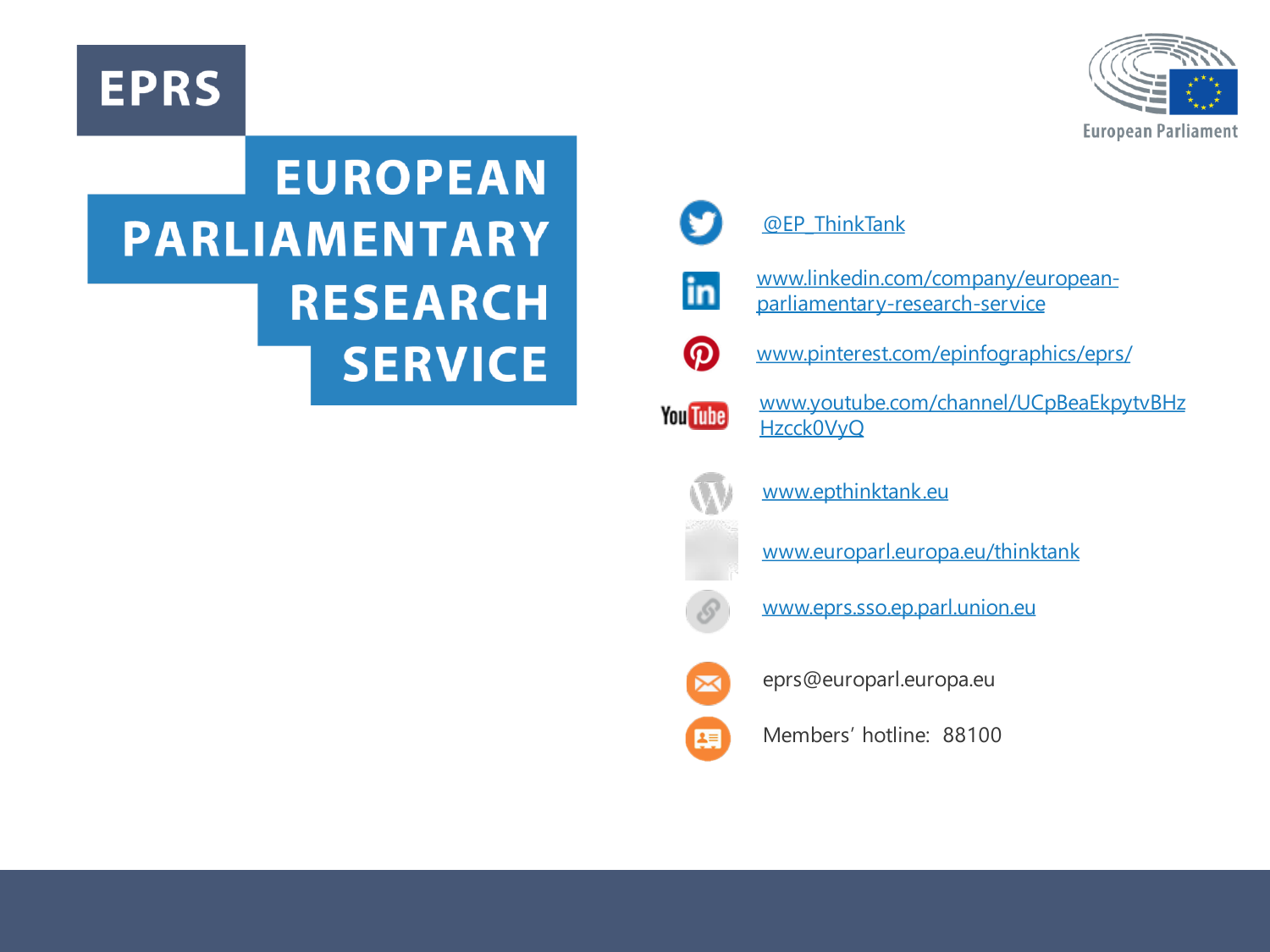# EPRS

# EUROPEAN PARLIAMENTARY RESEARCH SERVICE

European Parliament

@EP_ThinkTank

www.linkedin.com/company/european-parliamentary-research-service

www.pinterest.com/epinfographics/eprs/

www.youtube.com/channel/UCpBeaEkpytvBHzHzcck0VyQ

www.epthinktank.eu

www.europarl.europa.eu/thinktank

www.eprs.sso.ep.parl.union.eu

eprs@europarl.europa.eu

Members' hotline: 88100